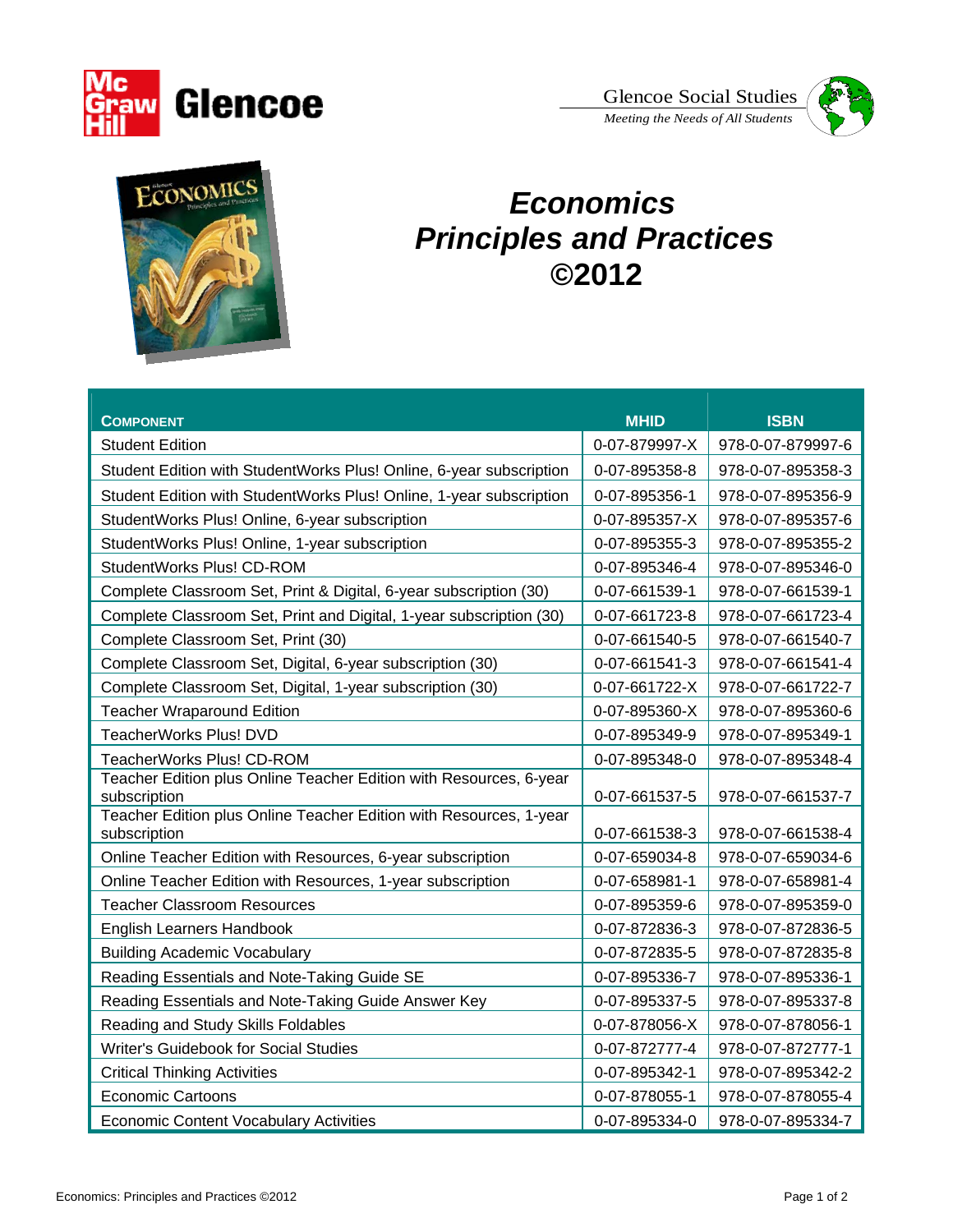Glencoe Social Studies

*Meeting the Needs of All Students*

# *Economics Principles and Practices ©2012*

| COMPONENT | MHID | ISBN |
|---|---|---|
| Student Edition | 0-07-879997-X | 978-0-07-879997-6 |
| Student Edition with StudentWorks Plus! Online, 6-year subscription | 0-07-895358-8 | 978-0-07-895358-3 |
| Student Edition with StudentWorks Plus! Online, 1-year subscription | 0-07-895356-1 | 978-0-07-895356-9 |
| StudentWorks Plus! Online, 6-year subscription | 0-07-895357-X | 978-0-07-895357-6 |
| StudentWorks Plus! Online, 1-year subscription | 0-07-895355-3 | 978-0-07-895355-2 |
| StudentWorks Plus! CD-ROM | 0-07-895346-4 | 978-0-07-895346-0 |
| Complete Classroom Set, Print & Digital, 6-year subscription (30) | 0-07-661539-1 | 978-0-07-661539-1 |
| Complete Classroom Set, Print and Digital, 1-year subscription (30) | 0-07-661723-8 | 978-0-07-661723-4 |
| Complete Classroom Set, Print (30) | 0-07-661540-5 | 978-0-07-661540-7 |
| Complete Classroom Set, Digital, 6-year subscription (30) | 0-07-661541-3 | 978-0-07-661541-4 |
| Complete Classroom Set, Digital, 1-year subscription (30) | 0-07-661722-X | 978-0-07-661722-7 |
| Teacher Wraparound Edition | 0-07-895360-X | 978-0-07-895360-6 |
| TeacherWorks Plus! DVD | 0-07-895349-9 | 978-0-07-895349-1 |
| TeacherWorks Plus! CD-ROM | 0-07-895348-0 | 978-0-07-895348-4 |
| Teacher Edition plus Online Teacher Edition with Resources, 6-year subscription | 0-07-661537-5 | 978-0-07-661537-7 |
| Teacher Edition plus Online Teacher Edition with Resources, 1-year subscription | 0-07-661538-3 | 978-0-07-661538-4 |
| Online Teacher Edition with Resources, 6-year subscription | 0-07-659034-8 | 978-0-07-659034-6 |
| Online Teacher Edition with Resources, 1-year subscription | 0-07-658981-1 | 978-0-07-658981-4 |
| Teacher Classroom Resources | 0-07-895359-6 | 978-0-07-895359-0 |
| English Learners Handbook | 0-07-872836-3 | 978-0-07-872836-5 |
| Building Academic Vocabulary | 0-07-872835-5 | 978-0-07-872835-8 |
| Reading Essentials and Note-Taking Guide SE | 0-07-895336-7 | 978-0-07-895336-1 |
| Reading Essentials and Note-Taking Guide Answer Key | 0-07-895337-5 | 978-0-07-895337-8 |
| Reading and Study Skills Foldables | 0-07-878056-X | 978-0-07-878056-1 |
| Writer's Guidebook for Social Studies | 0-07-872777-4 | 978-0-07-872777-1 |
| Critical Thinking Activities | 0-07-895342-1 | 978-0-07-895342-2 |
| Economic Cartoons | 0-07-878055-1 | 978-0-07-878055-4 |
| Economic Content Vocabulary Activities | 0-07-895334-0 | 978-0-07-895334-7 |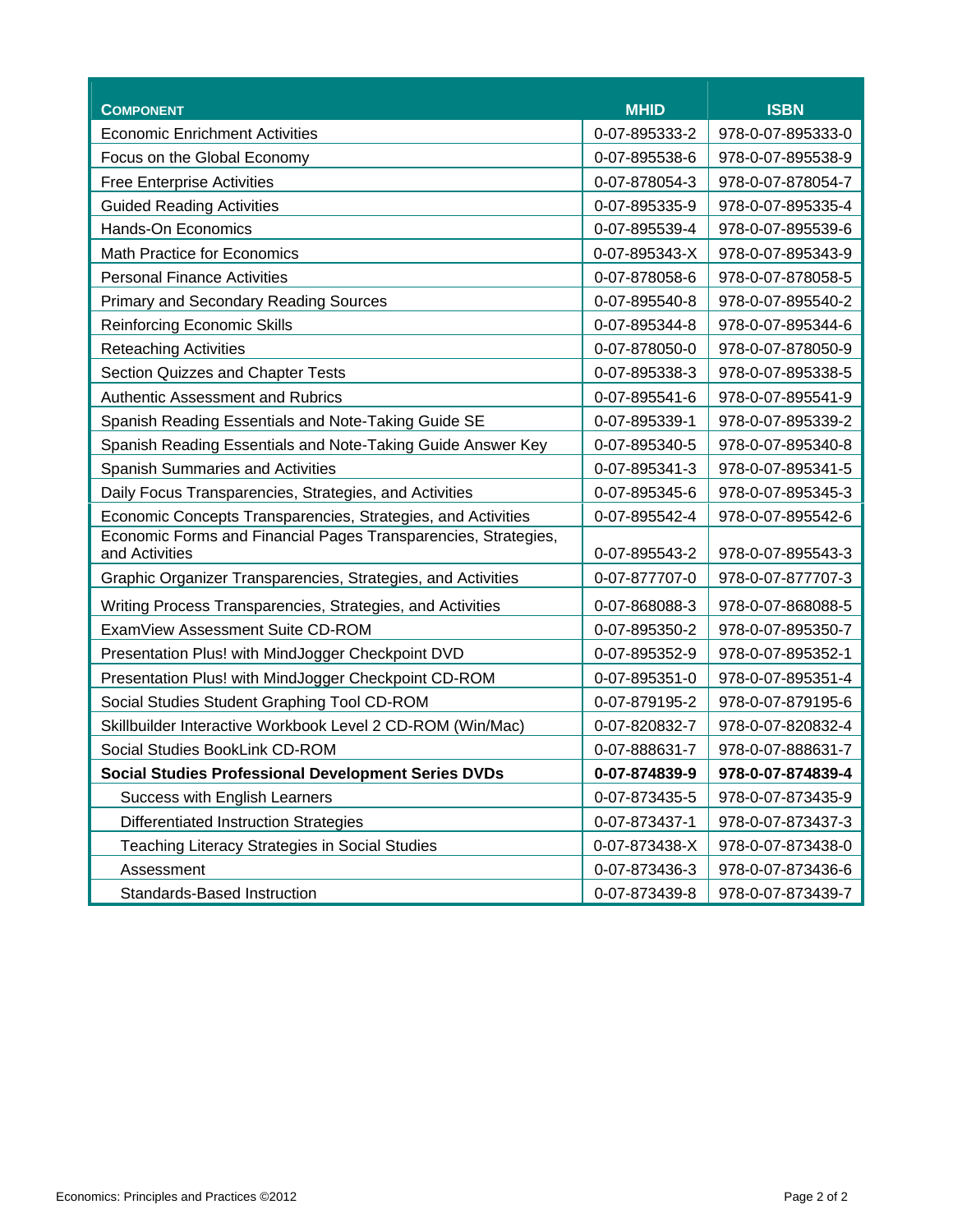| COMPONENT | MHID | ISBN |
|---|---|---|
| Economic Enrichment Activities | 0-07-895333-2 | 978-0-07-895333-0 |
| Focus on the Global Economy | 0-07-895538-6 | 978-0-07-895538-9 |
| Free Enterprise Activities | 0-07-878054-3 | 978-0-07-878054-7 |
| Guided Reading Activities | 0-07-895335-9 | 978-0-07-895335-4 |
| Hands-On Economics | 0-07-895539-4 | 978-0-07-895539-6 |
| Math Practice for Economics | 0-07-895343-X | 978-0-07-895343-9 |
| Personal Finance Activities | 0-07-878058-6 | 978-0-07-878058-5 |
| Primary and Secondary Reading Sources | 0-07-895540-8 | 978-0-07-895540-2 |
| Reinforcing Economic Skills | 0-07-895344-8 | 978-0-07-895344-6 |
| Reteaching Activities | 0-07-878050-0 | 978-0-07-878050-9 |
| Section Quizzes and Chapter Tests | 0-07-895338-3 | 978-0-07-895338-5 |
| Authentic Assessment and Rubrics | 0-07-895541-6 | 978-0-07-895541-9 |
| Spanish Reading Essentials and Note-Taking Guide SE | 0-07-895339-1 | 978-0-07-895339-2 |
| Spanish Reading Essentials and Note-Taking Guide Answer Key | 0-07-895340-5 | 978-0-07-895340-8 |
| Spanish Summaries and Activities | 0-07-895341-3 | 978-0-07-895341-5 |
| Daily Focus Transparencies, Strategies, and Activities | 0-07-895345-6 | 978-0-07-895345-3 |
| Economic Concepts Transparencies, Strategies, and Activities | 0-07-895542-4 | 978-0-07-895542-6 |
| Economic Forms and Financial Pages Transparencies, Strategies, and Activities | 0-07-895543-2 | 978-0-07-895543-3 |
| Graphic Organizer Transparencies, Strategies, and Activities | 0-07-877707-0 | 978-0-07-877707-3 |
| Writing Process Transparencies, Strategies, and Activities | 0-07-868088-3 | 978-0-07-868088-5 |
| ExamView Assessment Suite CD-ROM | 0-07-895350-2 | 978-0-07-895350-7 |
| Presentation Plus! with MindJogger Checkpoint DVD | 0-07-895352-9 | 978-0-07-895352-1 |
| Presentation Plus! with MindJogger Checkpoint CD-ROM | 0-07-895351-0 | 978-0-07-895351-4 |
| Social Studies Student Graphing Tool CD-ROM | 0-07-879195-2 | 978-0-07-879195-6 |
| Skillbuilder Interactive Workbook Level 2 CD-ROM (Win/Mac) | 0-07-820832-7 | 978-0-07-820832-4 |
| Social Studies BookLink CD-ROM | 0-07-888631-7 | 978-0-07-888631-7 |
| **Social Studies Professional Development Series DVDs** | **0-07-874839-9** | **978-0-07-874839-4** |
| Success with English Learners | 0-07-873435-5 | 978-0-07-873435-9 |
| Differentiated Instruction Strategies | 0-07-873437-1 | 978-0-07-873437-3 |
| Teaching Literacy Strategies in Social Studies | 0-07-873438-X | 978-0-07-873438-0 |
| Assessment | 0-07-873436-3 | 978-0-07-873436-6 |
| Standards-Based Instruction | 0-07-873439-8 | 978-0-07-873439-7 |